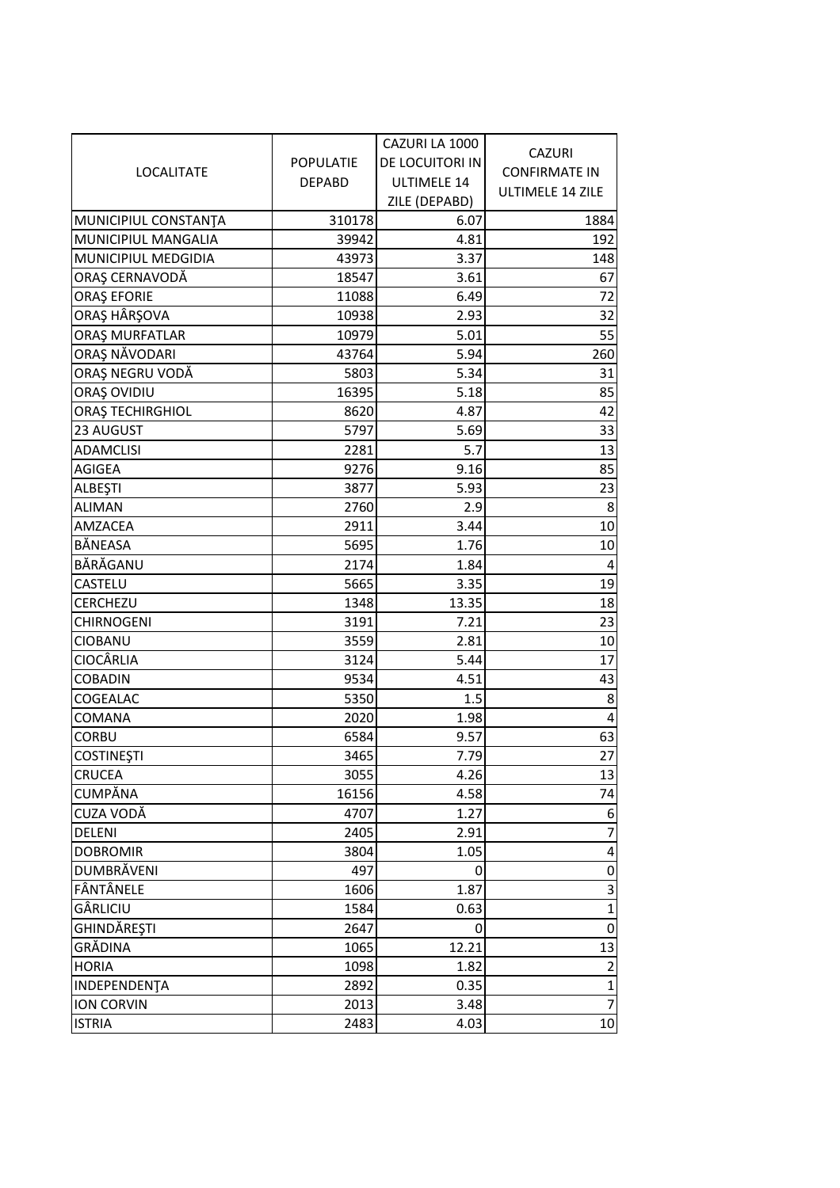| LOCALITATE | POPULATIE DEPABD | CAZURI LA 1000 DE LOCUITORI IN ULTIMELE 14 ZILE (DEPABD) | CAZURI CONFIRMATE IN ULTIMELE 14 ZILE |
|---|---|---|---|
| MUNICIPIUL CONSTANŢA | 310178 | 6.07 | 1884 |
| MUNICIPIUL MANGALIA | 39942 | 4.81 | 192 |
| MUNICIPIUL MEDGIDIA | 43973 | 3.37 | 148 |
| ORAŞ CERNAVODĂ | 18547 | 3.61 | 67 |
| ORAŞ EFORIE | 11088 | 6.49 | 72 |
| ORAŞ HÂRŞOVA | 10938 | 2.93 | 32 |
| ORAŞ MURFATLAR | 10979 | 5.01 | 55 |
| ORAŞ NĂVODARI | 43764 | 5.94 | 260 |
| ORAŞ NEGRU VODĂ | 5803 | 5.34 | 31 |
| ORAŞ OVIDIU | 16395 | 5.18 | 85 |
| ORAŞ TECHIRGHIOL | 8620 | 4.87 | 42 |
| 23 AUGUST | 5797 | 5.69 | 33 |
| ADAMCLISI | 2281 | 5.7 | 13 |
| AGIGEA | 9276 | 9.16 | 85 |
| ALBEŞTI | 3877 | 5.93 | 23 |
| ALIMAN | 2760 | 2.9 | 8 |
| AMZACEA | 2911 | 3.44 | 10 |
| BĂNEASA | 5695 | 1.76 | 10 |
| BĂRĂGANU | 2174 | 1.84 | 4 |
| CASTELU | 5665 | 3.35 | 19 |
| CERCHEZU | 1348 | 13.35 | 18 |
| CHIRNOGENI | 3191 | 7.21 | 23 |
| CIOBANU | 3559 | 2.81 | 10 |
| CIOCÂRLIA | 3124 | 5.44 | 17 |
| COBADIN | 9534 | 4.51 | 43 |
| COGEALAC | 5350 | 1.5 | 8 |
| COMANA | 2020 | 1.98 | 4 |
| CORBU | 6584 | 9.57 | 63 |
| COSTINEŞTI | 3465 | 7.79 | 27 |
| CRUCEA | 3055 | 4.26 | 13 |
| CUMPĂNA | 16156 | 4.58 | 74 |
| CUZA VODĂ | 4707 | 1.27 | 6 |
| DELENI | 2405 | 2.91 | 7 |
| DOBROMIR | 3804 | 1.05 | 4 |
| DUMBRĂVENI | 497 | 0 | 0 |
| FÂNTÂNELE | 1606 | 1.87 | 3 |
| GÂRLICIU | 1584 | 0.63 | 1 |
| GHINDĂREŞTI | 2647 | 0 | 0 |
| GRĂDINA | 1065 | 12.21 | 13 |
| HORIA | 1098 | 1.82 | 2 |
| INDEPENDENŢA | 2892 | 0.35 | 1 |
| ION CORVIN | 2013 | 3.48 | 7 |
| ISTRIA | 2483 | 4.03 | 10 |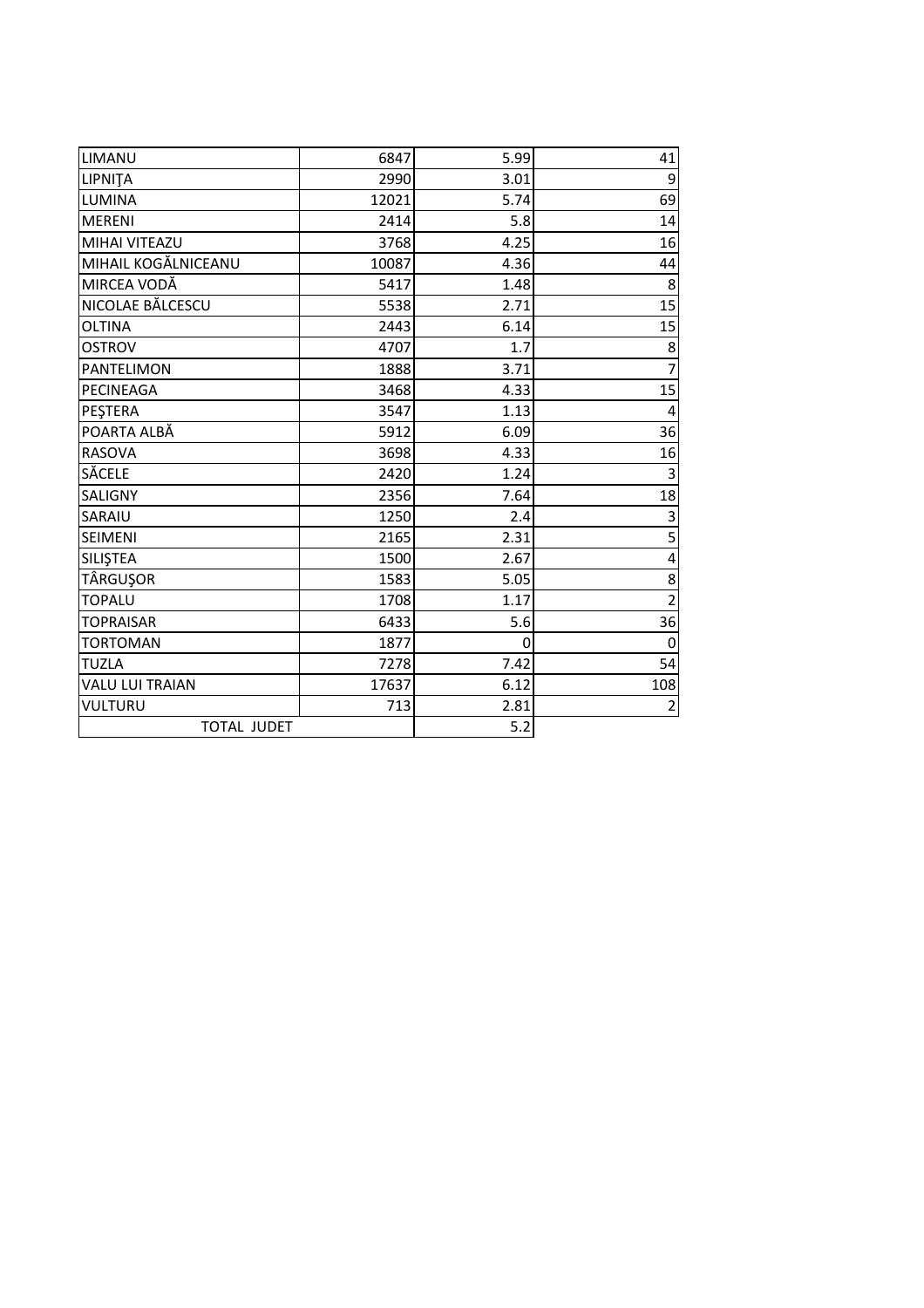| | | | |
|---|---|---|---|
| LIMANU | 6847 | 5.99 | 41 |
| LIPNIŢA | 2990 | 3.01 | 9 |
| LUMINA | 12021 | 5.74 | 69 |
| MERENI | 2414 | 5.8 | 14 |
| MIHAI VITEAZU | 3768 | 4.25 | 16 |
| MIHAIL KOGĂLNICEANU | 10087 | 4.36 | 44 |
| MIRCEA VODĂ | 5417 | 1.48 | 8 |
| NICOLAE BĂLCESCU | 5538 | 2.71 | 15 |
| OLTINA | 2443 | 6.14 | 15 |
| OSTROV | 4707 | 1.7 | 8 |
| PANTELIMON | 1888 | 3.71 | 7 |
| PECINEAGA | 3468 | 4.33 | 15 |
| PEŞTERA | 3547 | 1.13 | 4 |
| POARTA ALBĂ | 5912 | 6.09 | 36 |
| RASOVA | 3698 | 4.33 | 16 |
| SĂCELE | 2420 | 1.24 | 3 |
| SALIGNY | 2356 | 7.64 | 18 |
| SARAIU | 1250 | 2.4 | 3 |
| SEIMENI | 2165 | 2.31 | 5 |
| SILIŞTEA | 1500 | 2.67 | 4 |
| TÂRGUŞOR | 1583 | 5.05 | 8 |
| TOPALU | 1708 | 1.17 | 2 |
| TOPRAISAR | 6433 | 5.6 | 36 |
| TORTOMAN | 1877 | 0 | 0 |
| TUZLA | 7278 | 7.42 | 54 |
| VALU LUI TRAIAN | 17637 | 6.12 | 108 |
| VULTURU | 713 | 2.81 | 2 |
| TOTAL JUDET | | 5.2 | |